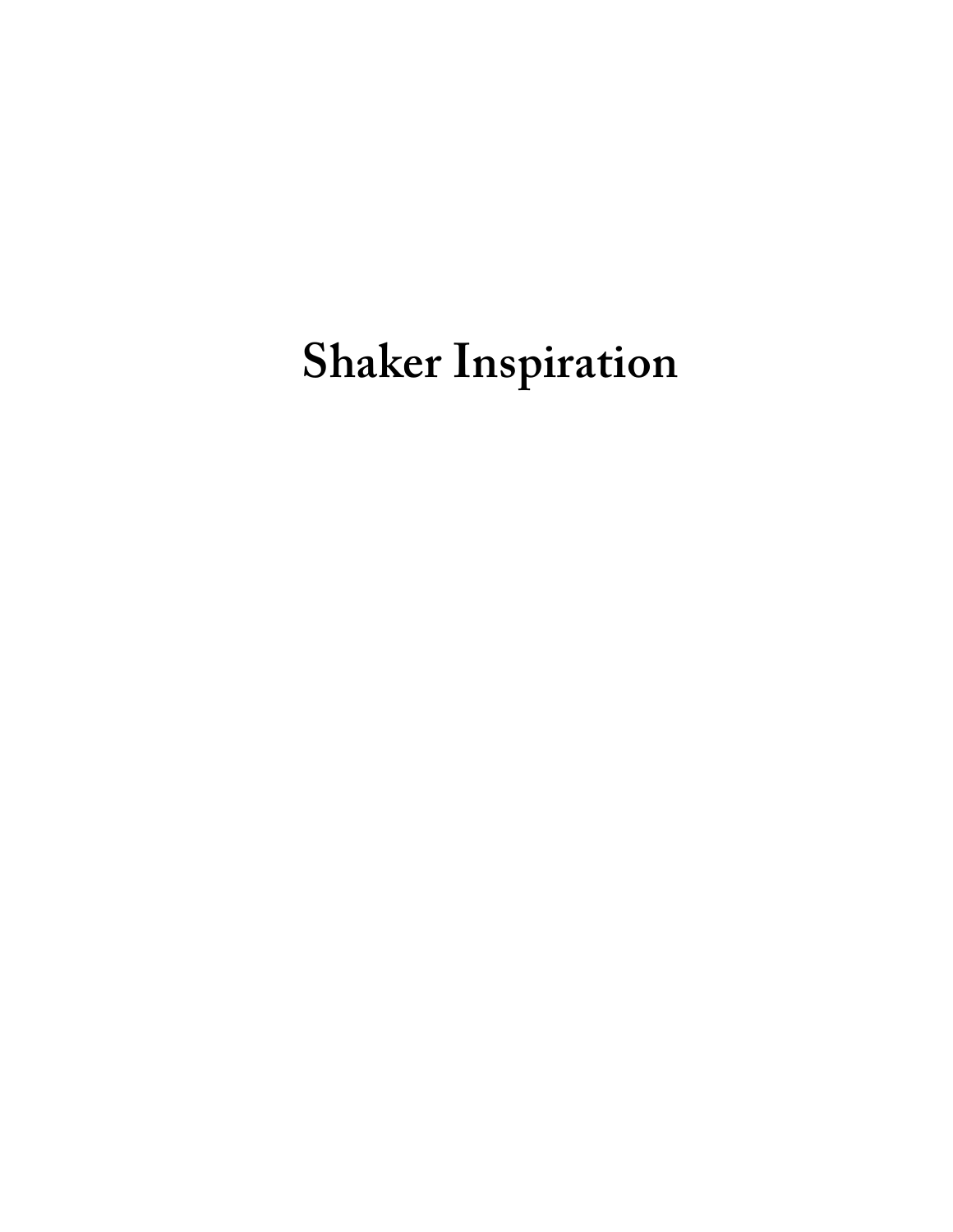# Shaker Inspiration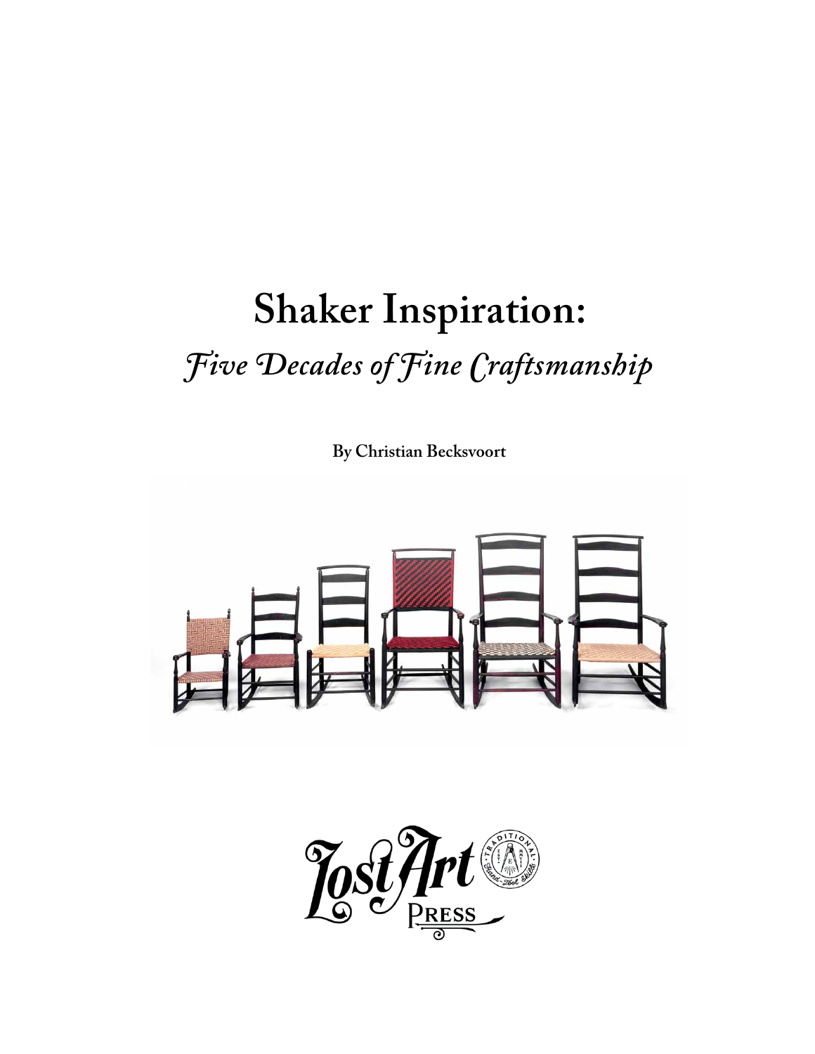# Shaker Inspiration:

## *Five Decades of Fine Craftsmanship*

**By Christian Becksvoort**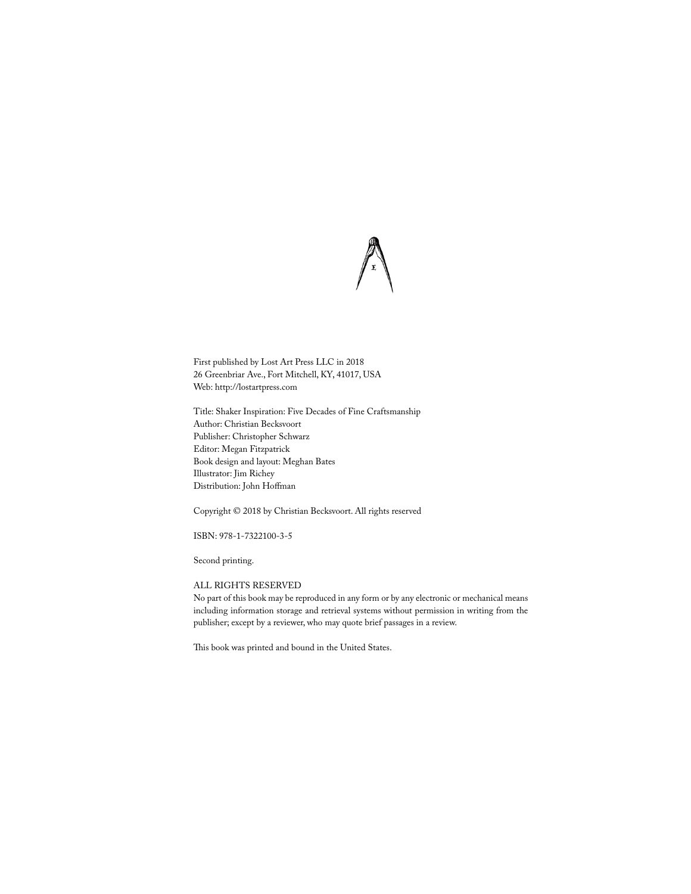First published by Lost Art Press LLC in 2018
26 Greenbriar Ave., Fort Mitchell, KY, 41017, USA
Web: http://lostartpress.com

Title: Shaker Inspiration: Five Decades of Fine Craftsmanship
Author: Christian Becksvoort
Publisher: Christopher Schwarz
Editor: Megan Fitzpatrick
Book design and layout: Meghan Bates
Illustrator: Jim Richey
Distribution: John Hoffman

Copyright © 2018 by Christian Becksvoort. All rights reserved

ISBN: 978-1-7322100-3-5

Second printing.

ALL RIGHTS RESERVED
No part of this book may be reproduced in any form or by any electronic or mechanical means including information storage and retrieval systems without permission in writing from the publisher; except by a reviewer, who may quote brief passages in a review.

This book was printed and bound in the United States.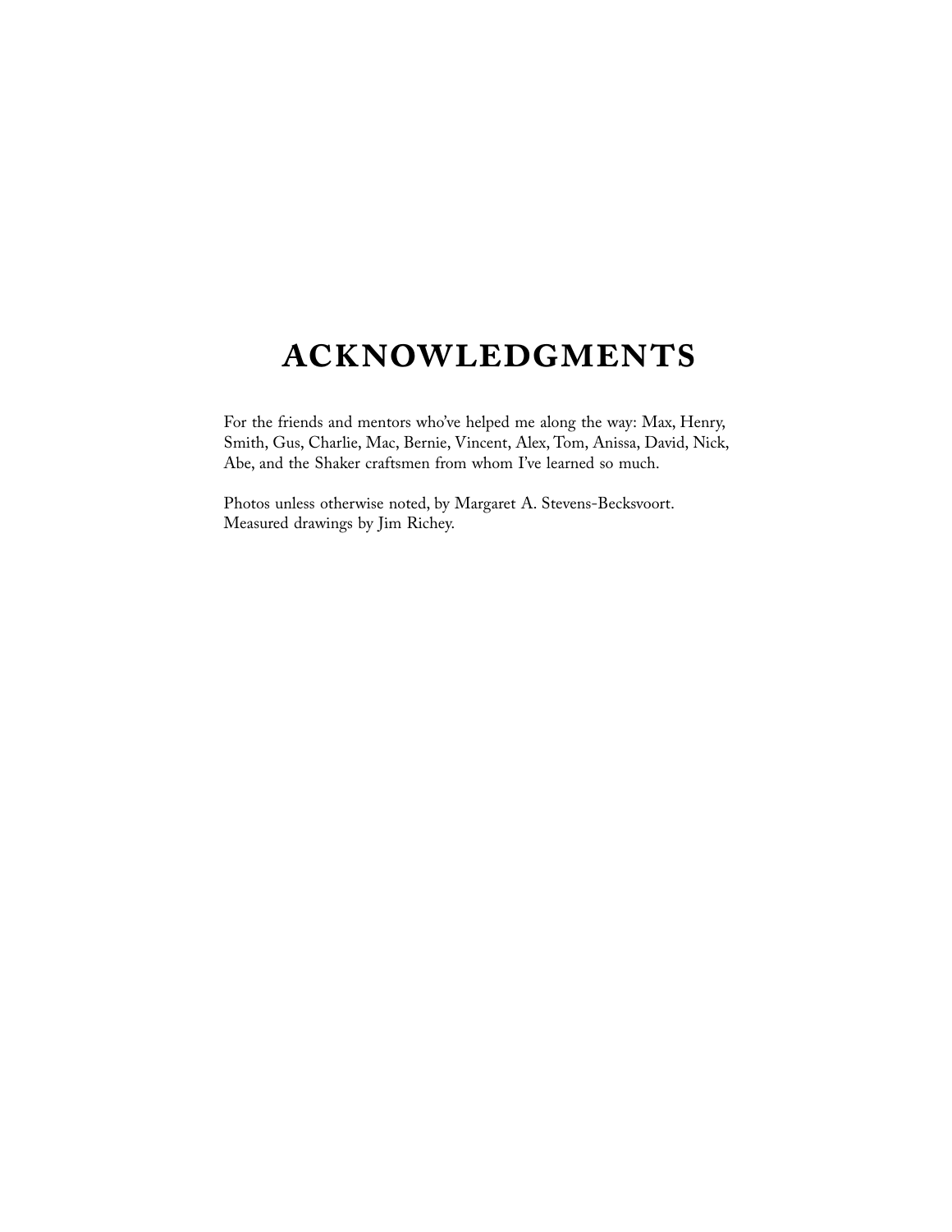# ACKNOWLEDGMENTS

For the friends and mentors who've helped me along the way: Max, Henry, Smith, Gus, Charlie, Mac, Bernie, Vincent, Alex, Tom, Anissa, David, Nick, Abe, and the Shaker craftsmen from whom I've learned so much.

Photos unless otherwise noted, by Margaret A. Stevens-Becksvoort.
Measured drawings by Jim Richey.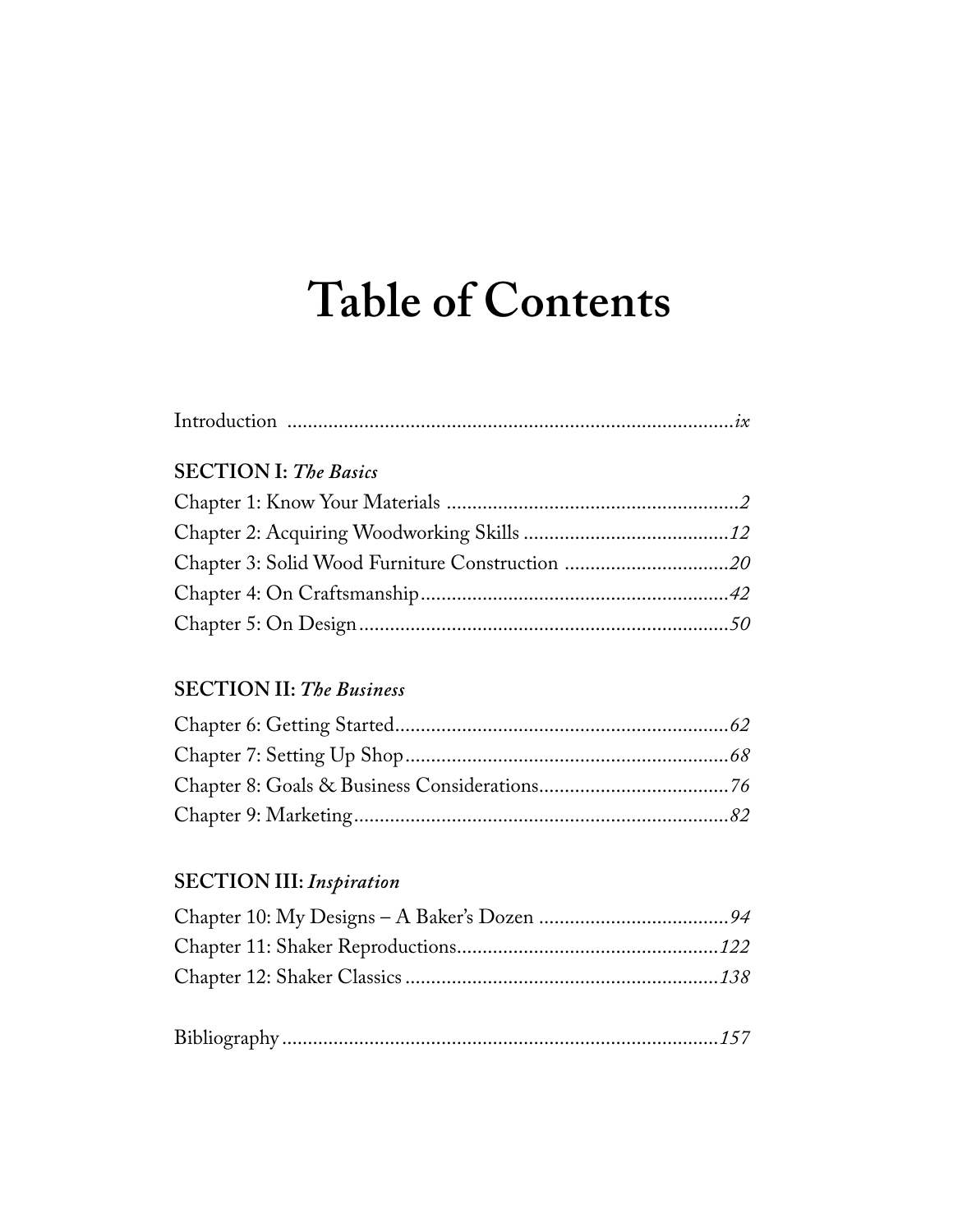# Table of Contents

Introduction .......................................................................................*ix*

**SECTION I:** ***The Basics***

Chapter 1: Know Your Materials .........................................................*2*

Chapter 2: Acquiring Woodworking Skills ........................................*12*

Chapter 3: Solid Wood Furniture Construction ...............................*20*

Chapter 4: On Craftsmanship............................................................*42*

Chapter 5: On Design........................................................................*50*

**SECTION II:** ***The Business***

Chapter 6: Getting Started.................................................................*62*

Chapter 7: Setting Up Shop...............................................................*68*

Chapter 8: Goals & Business Considerations.....................................*76*

Chapter 9: Marketing.........................................................................*82*

**SECTION III:** ***Inspiration***

Chapter 10: My Designs – A Baker's Dozen .....................................*94*

Chapter 11: Shaker Reproductions...................................................*122*

Chapter 12: Shaker Classics .............................................................*138*

Bibliography.....................................................................................*157*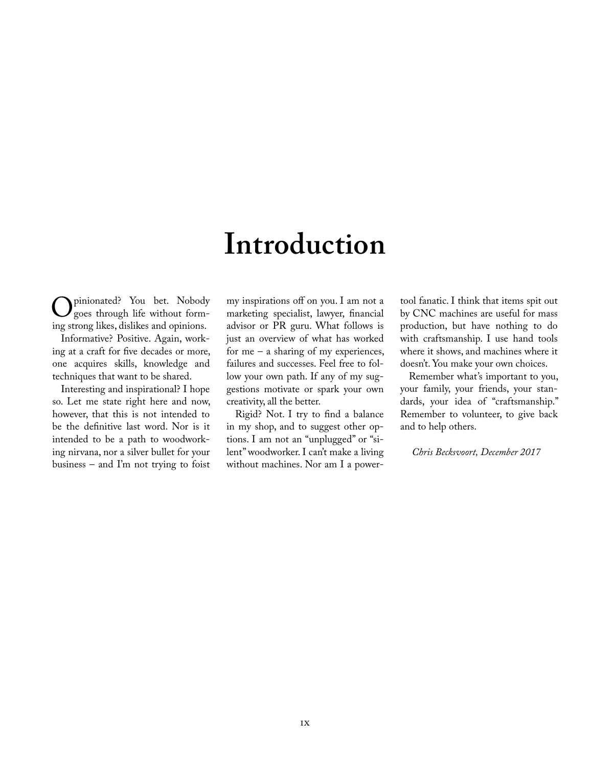# Introduction

Opinionated? You bet. Nobody goes through life without forming strong likes, dislikes and opinions.

Informative? Positive. Again, working at a craft for five decades or more, one acquires skills, knowledge and techniques that want to be shared.

Interesting and inspirational? I hope so. Let me state right here and now, however, that this is not intended to be the definitive last word. Nor is it intended to be a path to woodworking nirvana, nor a silver bullet for your business – and I'm not trying to foist my inspirations off on you. I am not a marketing specialist, lawyer, financial advisor or PR guru. What follows is just an overview of what has worked for me – a sharing of my experiences, failures and successes. Feel free to follow your own path. If any of my suggestions motivate or spark your own creativity, all the better.

Rigid? Not. I try to find a balance in my shop, and to suggest other options. I am not an "unplugged" or "silent" woodworker. I can't make a living without machines. Nor am I a power-tool fanatic. I think that items spit out by CNC machines are useful for mass production, but have nothing to do with craftsmanship. I use hand tools where it shows, and machines where it doesn't. You make your own choices.

Remember what's important to you, your family, your friends, your standards, your idea of "craftsmanship." Remember to volunteer, to give back and to help others.

*Chris Becksvoort, December 2017*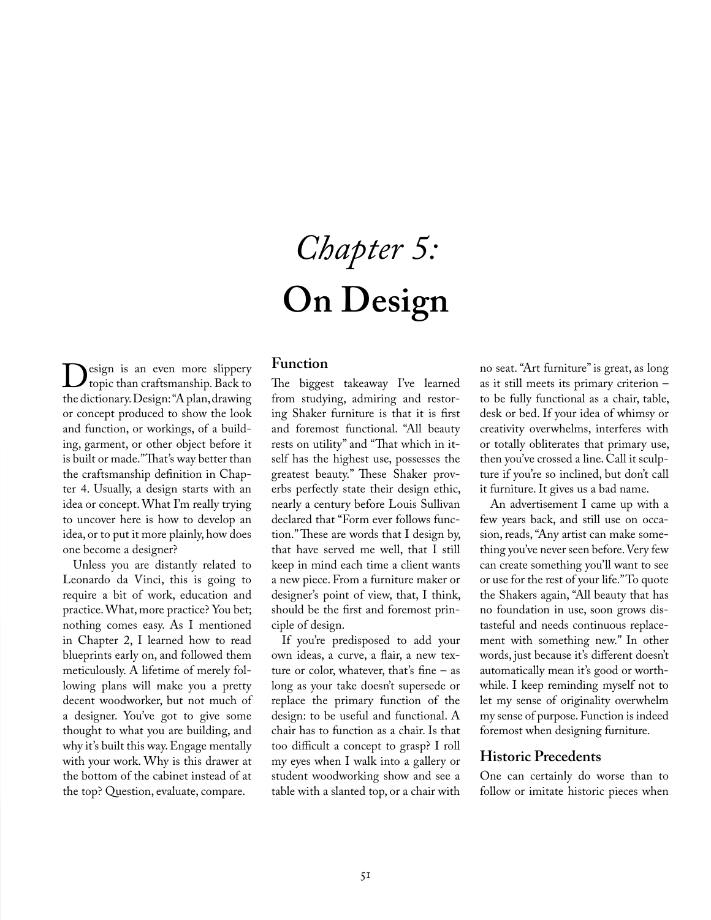# *Chapter 5:* **On Design**

Design is an even more slippery topic than craftsmanship. Back to the dictionary. Design: "A plan, drawing or concept produced to show the look and function, or workings, of a building, garment, or other object before it is built or made." That's way better than the craftsmanship definition in Chapter 4. Usually, a design starts with an idea or concept. What I'm really trying to uncover here is how to develop an idea, or to put it more plainly, how does one become a designer?

Unless you are distantly related to Leonardo da Vinci, this is going to require a bit of work, education and practice. What, more practice? You bet; nothing comes easy. As I mentioned in Chapter 2, I learned how to read blueprints early on, and followed them meticulously. A lifetime of merely following plans will make you a pretty decent woodworker, but not much of a designer. You've got to give some thought to what you are building, and why it's built this way. Engage mentally with your work. Why is this drawer at the bottom of the cabinet instead of at the top? Question, evaluate, compare.

## Function

The biggest takeaway I've learned from studying, admiring and restoring Shaker furniture is that it is first and foremost functional. "All beauty rests on utility" and "That which in itself has the highest use, possesses the greatest beauty." These Shaker proverbs perfectly state their design ethic, nearly a century before Louis Sullivan declared that "Form ever follows function." These are words that I design by, that have served me well, that I still keep in mind each time a client wants a new piece. From a furniture maker or designer's point of view, that, I think, should be the first and foremost principle of design.

If you're predisposed to add your own ideas, a curve, a flair, a new texture or color, whatever, that's fine – as long as your take doesn't supersede or replace the primary function of the design: to be useful and functional. A chair has to function as a chair. Is that too difficult a concept to grasp? I roll my eyes when I walk into a gallery or student woodworking show and see a table with a slanted top, or a chair with no seat. "Art furniture" is great, as long as it still meets its primary criterion – to be fully functional as a chair, table, desk or bed. If your idea of whimsy or creativity overwhelms, interferes with or totally obliterates that primary use, then you've crossed a line. Call it sculpture if you're so inclined, but don't call it furniture. It gives us a bad name.

An advertisement I came up with a few years back, and still use on occasion, reads, "Any artist can make something you've never seen before. Very few can create something you'll want to see or use for the rest of your life." To quote the Shakers again, "All beauty that has no foundation in use, soon grows distasteful and needs continuous replacement with something new." In other words, just because it's different doesn't automatically mean it's good or worthwhile. I keep reminding myself not to let my sense of originality overwhelm my sense of purpose. Function is indeed foremost when designing furniture.

## Historic Precedents

One can certainly do worse than to follow or imitate historic pieces when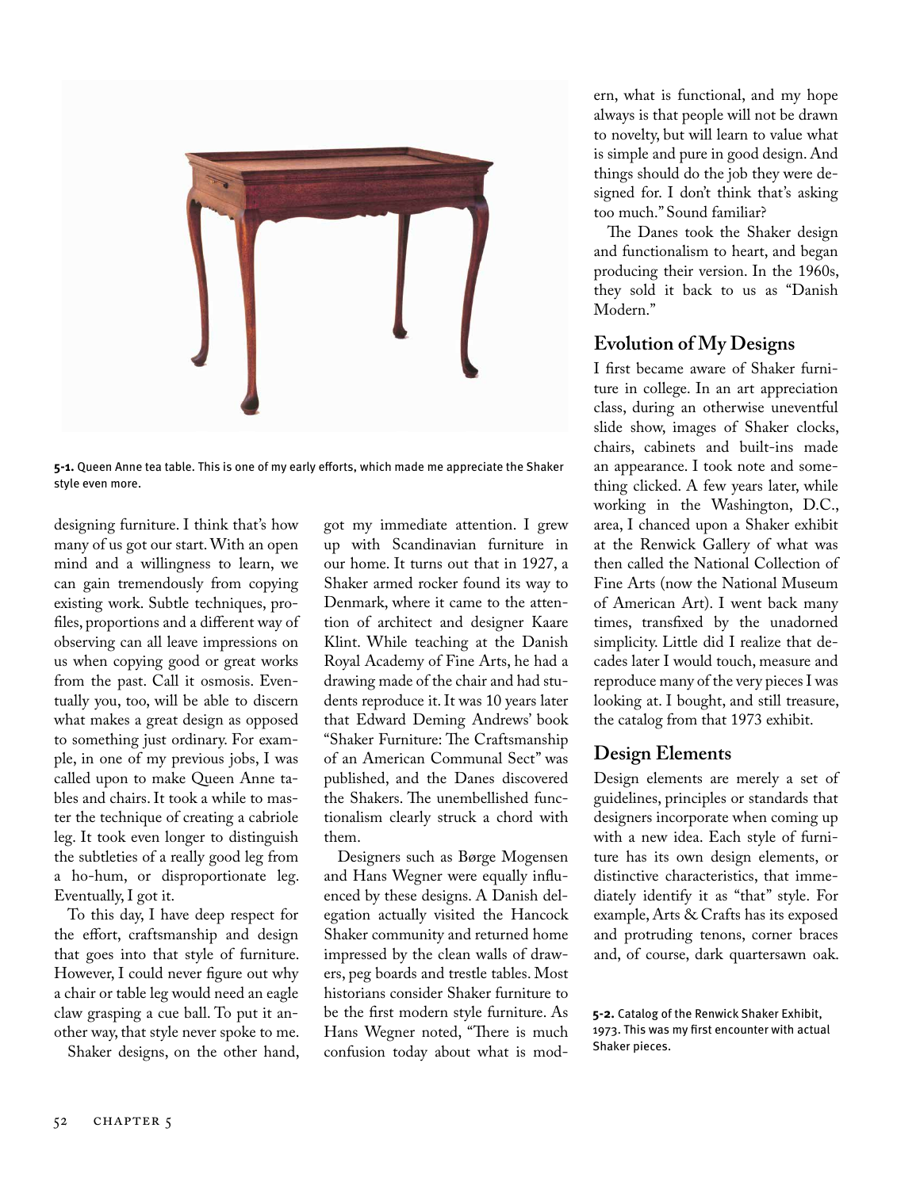5-1. Queen Anne tea table. This is one of my early efforts, which made me appreciate the Shaker style even more.

designing furniture. I think that's how many of us got our start. With an open mind and a willingness to learn, we can gain tremendously from copying existing work. Subtle techniques, profiles, proportions and a different way of observing can all leave impressions on us when copying good or great works from the past. Call it osmosis. Eventually you, too, will be able to discern what makes a great design as opposed to something just ordinary. For example, in one of my previous jobs, I was called upon to make Queen Anne tables and chairs. It took a while to master the technique of creating a cabriole leg. It took even longer to distinguish the subtleties of a really good leg from a ho-hum, or disproportionate leg. Eventually, I got it.

To this day, I have deep respect for the effort, craftsmanship and design that goes into that style of furniture. However, I could never figure out why a chair or table leg would need an eagle claw grasping a cue ball. To put it another way, that style never spoke to me.

Shaker designs, on the other hand, got my immediate attention. I grew up with Scandinavian furniture in our home. It turns out that in 1927, a Shaker armed rocker found its way to Denmark, where it came to the attention of architect and designer Kaare Klint. While teaching at the Danish Royal Academy of Fine Arts, he had a drawing made of the chair and had students reproduce it. It was 10 years later that Edward Deming Andrews' book "Shaker Furniture: The Craftsmanship of an American Communal Sect" was published, and the Danes discovered the Shakers. The unembellished functionalism clearly struck a chord with them.

Designers such as Børge Mogensen and Hans Wegner were equally influenced by these designs. A Danish delegation actually visited the Hancock Shaker community and returned home impressed by the clean walls of drawers, peg boards and trestle tables. Most historians consider Shaker furniture to be the first modern style furniture. As Hans Wegner noted, "There is much confusion today about what is modern, what is functional, and my hope always is that people will not be drawn to novelty, but will learn to value what is simple and pure in good design. And things should do the job they were designed for. I don't think that's asking too much." Sound familiar?

The Danes took the Shaker design and functionalism to heart, and began producing their version. In the 1960s, they sold it back to us as "Danish Modern."

## Evolution of My Designs

I first became aware of Shaker furniture in college. In an art appreciation class, during an otherwise uneventful slide show, images of Shaker clocks, chairs, cabinets and built-ins made an appearance. I took note and something clicked. A few years later, while working in the Washington, D.C., area, I chanced upon a Shaker exhibit at the Renwick Gallery of what was then called the National Collection of Fine Arts (now the National Museum of American Art). I went back many times, transfixed by the unadorned simplicity. Little did I realize that decades later I would touch, measure and reproduce many of the very pieces I was looking at. I bought, and still treasure, the catalog from that 1973 exhibit.

## Design Elements

Design elements are merely a set of guidelines, principles or standards that designers incorporate when coming up with a new idea. Each style of furniture has its own design elements, or distinctive characteristics, that immediately identify it as "that" style. For example, Arts & Crafts has its exposed and protruding tenons, corner braces and, of course, dark quartersawn oak.

5-2. Catalog of the Renwick Shaker Exhibit, 1973. This was my first encounter with actual Shaker pieces.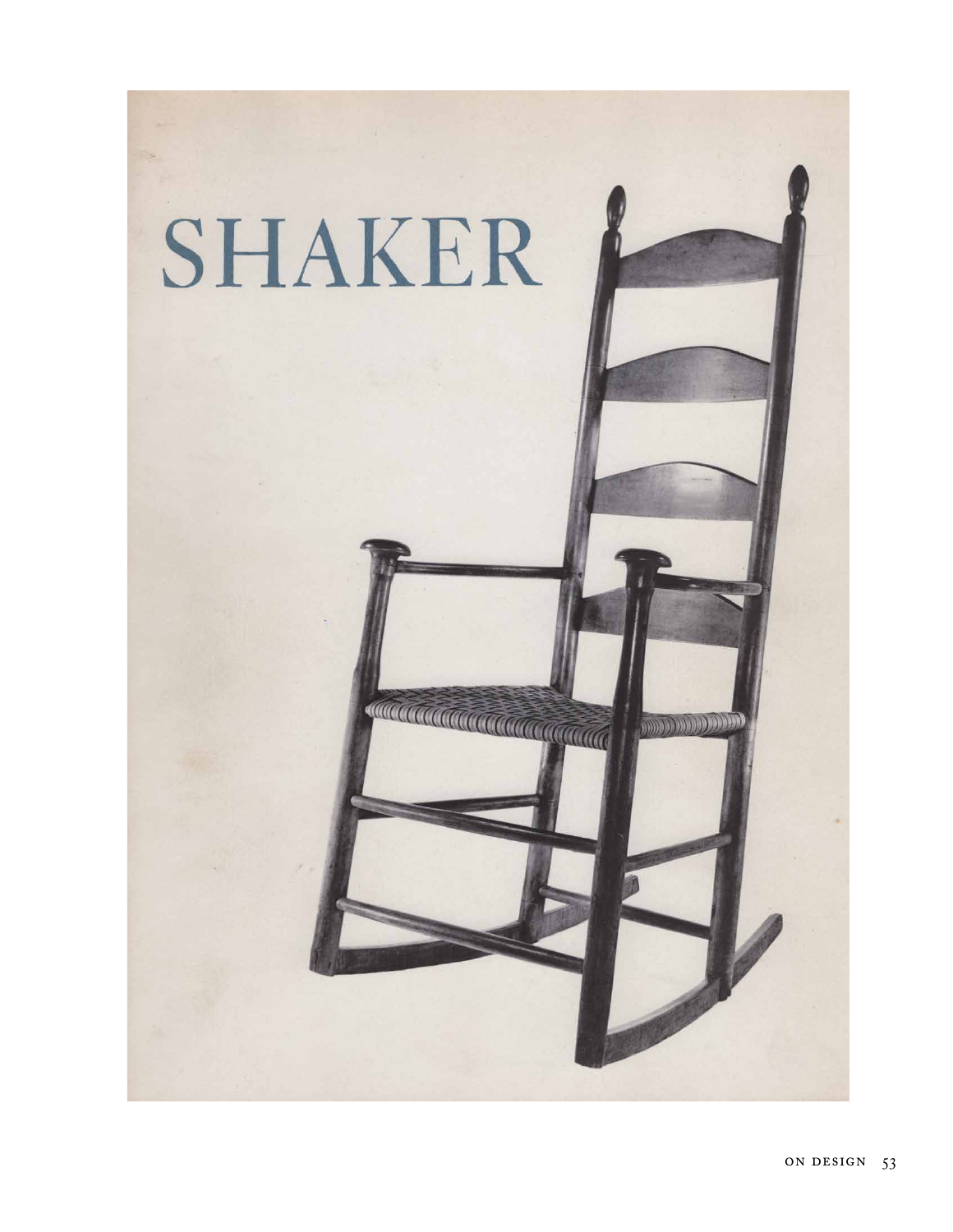# SHAKER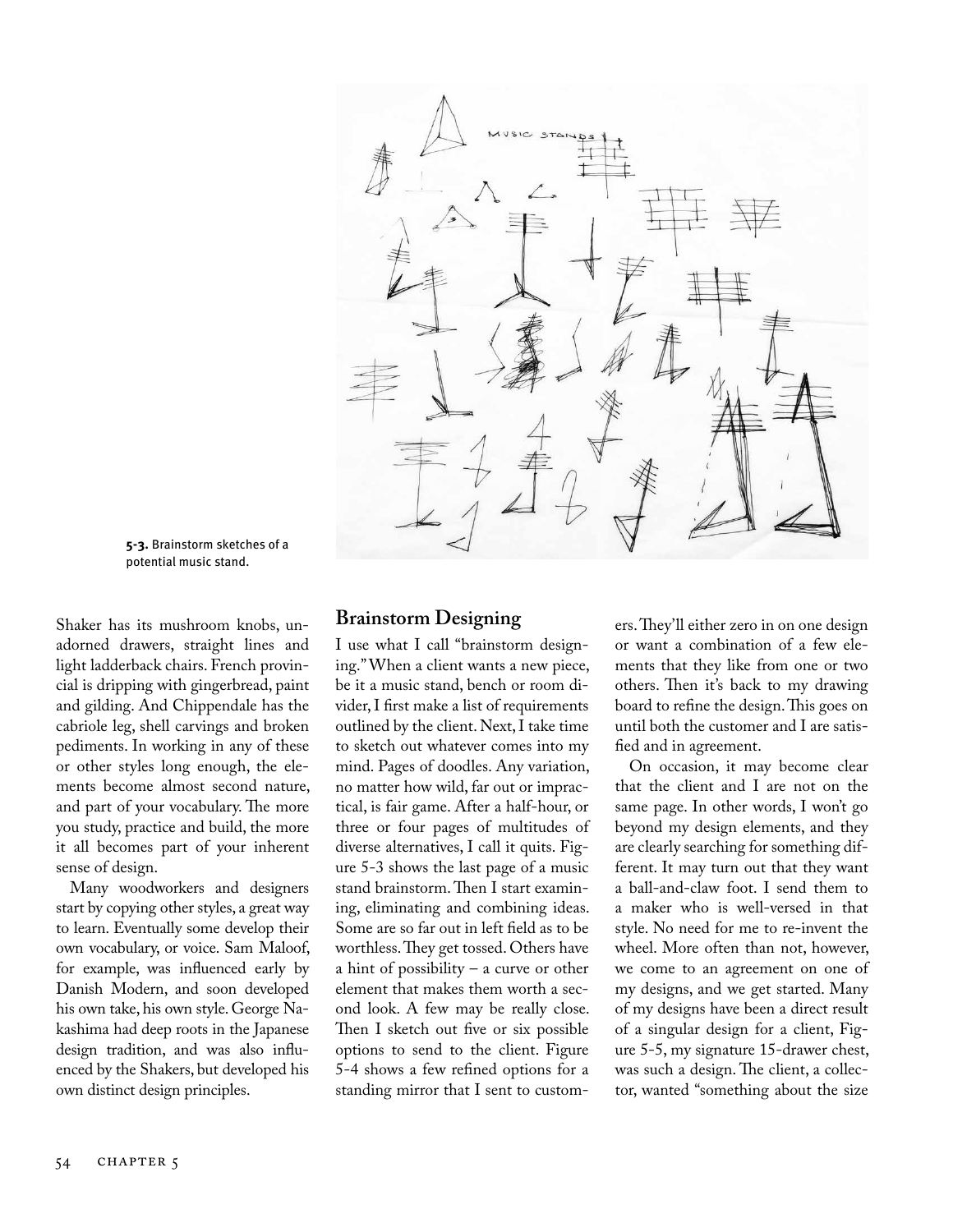5-3. Brainstorm sketches of a potential music stand.

Shaker has its mushroom knobs, unadorned drawers, straight lines and light ladderback chairs. French provincial is dripping with gingerbread, paint and gilding. And Chippendale has the cabriole leg, shell carvings and broken pediments. In working in any of these or other styles long enough, the elements become almost second nature, and part of your vocabulary. The more you study, practice and build, the more it all becomes part of your inherent sense of design.

Many woodworkers and designers start by copying other styles, a great way to learn. Eventually some develop their own vocabulary, or voice. Sam Maloof, for example, was influenced early by Danish Modern, and soon developed his own take, his own style. George Nakashima had deep roots in the Japanese design tradition, and was also influenced by the Shakers, but developed his own distinct design principles.

## Brainstorm Designing

I use what I call "brainstorm designing." When a client wants a new piece, be it a music stand, bench or room divider, I first make a list of requirements outlined by the client. Next, I take time to sketch out whatever comes into my mind. Pages of doodles. Any variation, no matter how wild, far out or impractical, is fair game. After a half-hour, or three or four pages of multitudes of diverse alternatives, I call it quits. Figure 5-3 shows the last page of a music stand brainstorm. Then I start examining, eliminating and combining ideas. Some are so far out in left field as to be worthless. They get tossed. Others have a hint of possibility – a curve or other element that makes them worth a second look. A few may be really close. Then I sketch out five or six possible options to send to the client. Figure 5-4 shows a few refined options for a standing mirror that I sent to customers. They'll either zero in on one design or want a combination of a few elements that they like from one or two others. Then it's back to my drawing board to refine the design. This goes on until both the customer and I are satisfied and in agreement.

On occasion, it may become clear that the client and I are not on the same page. In other words, I won't go beyond my design elements, and they are clearly searching for something different. It may turn out that they want a ball-and-claw foot. I send them to a maker who is well-versed in that style. No need for me to re-invent the wheel. More often than not, however, we come to an agreement on one of my designs, and we get started. Many of my designs have been a direct result of a singular design for a client, Figure 5-5, my signature 15-drawer chest, was such a design. The client, a collector, wanted "something about the size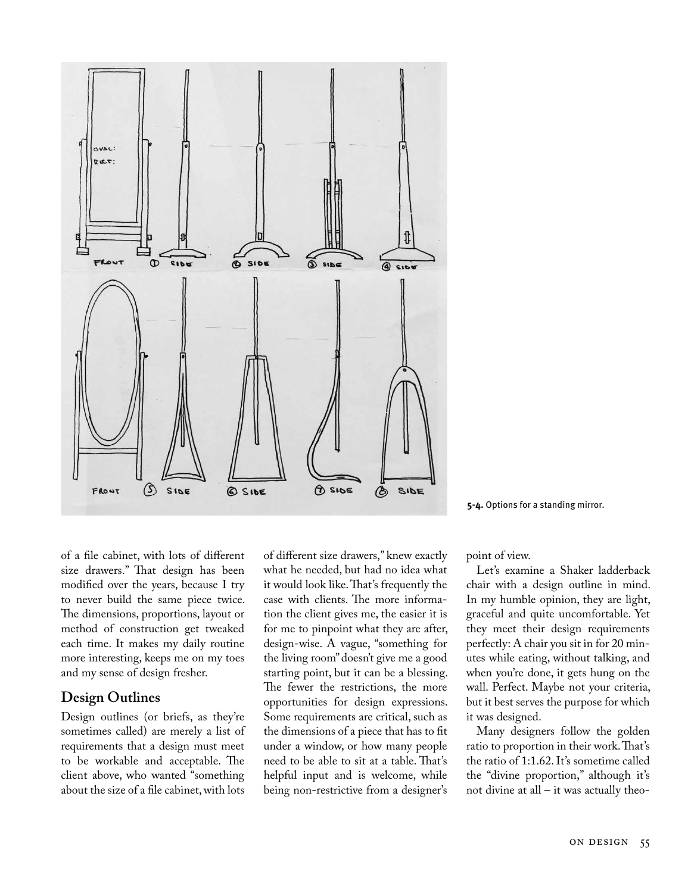5-4. Options for a standing mirror.

of a file cabinet, with lots of different size drawers." That design has been modified over the years, because I try to never build the same piece twice. The dimensions, proportions, layout or method of construction get tweaked each time. It makes my daily routine more interesting, keeps me on my toes and my sense of design fresher.

## Design Outlines

Design outlines (or briefs, as they're sometimes called) are merely a list of requirements that a design must meet to be workable and acceptable. The client above, who wanted "something about the size of a file cabinet, with lots of different size drawers," knew exactly what he needed, but had no idea what it would look like. That's frequently the case with clients. The more information the client gives me, the easier it is for me to pinpoint what they are after, design-wise. A vague, "something for the living room" doesn't give me a good starting point, but it can be a blessing. The fewer the restrictions, the more opportunities for design expressions. Some requirements are critical, such as the dimensions of a piece that has to fit under a window, or how many people need to be able to sit at a table. That's helpful input and is welcome, while being non-restrictive from a designer's point of view.

Let's examine a Shaker ladderback chair with a design outline in mind. In my humble opinion, they are light, graceful and quite uncomfortable. Yet they meet their design requirements perfectly: A chair you sit in for 20 minutes while eating, without talking, and when you're done, it gets hung on the wall. Perfect. Maybe not your criteria, but it best serves the purpose for which it was designed.

Many designers follow the golden ratio to proportion in their work. That's the ratio of 1:1.62. It's sometime called the "divine proportion," although it's not divine at all – it was actually theo-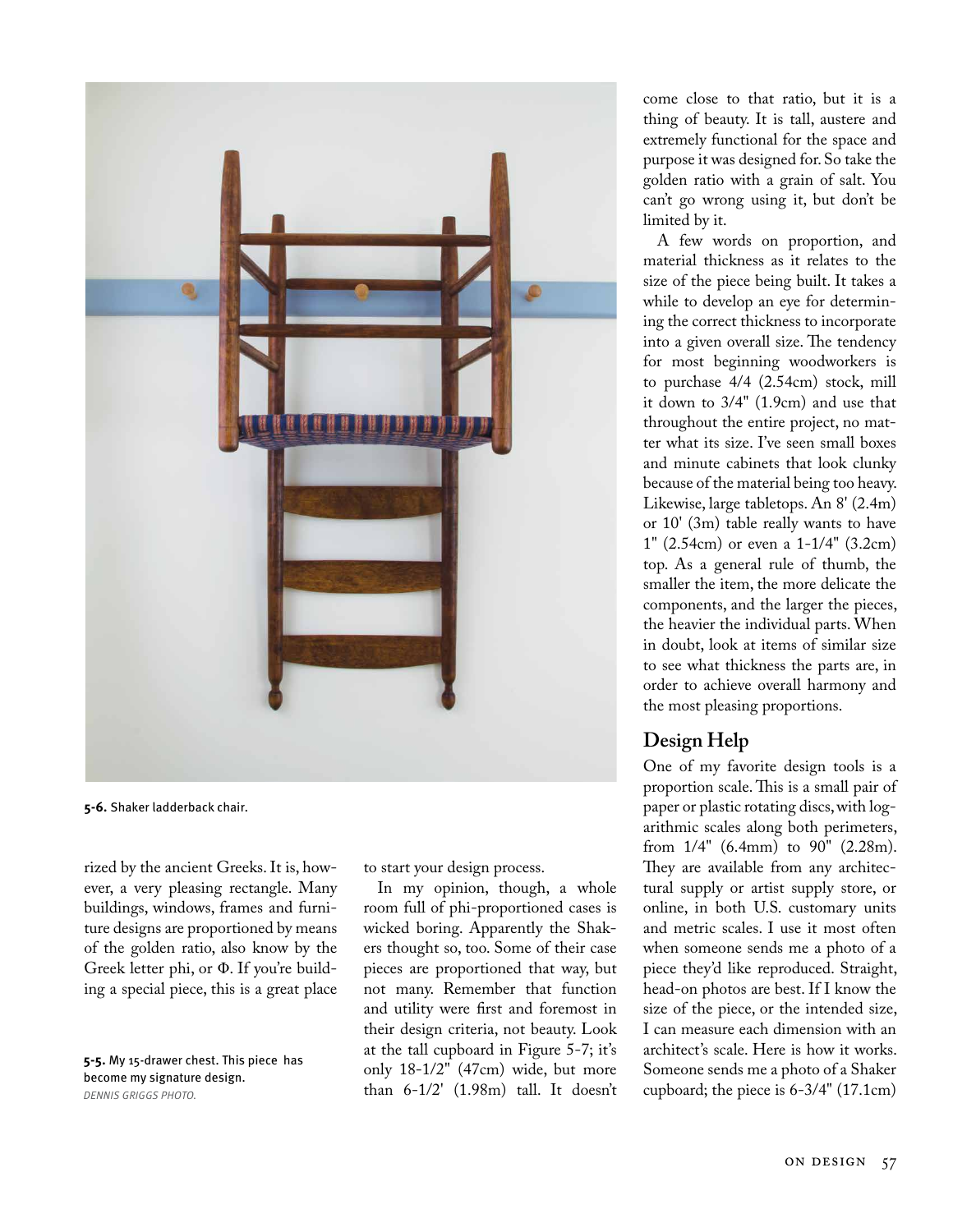5-6. Shaker ladderback chair.

rized by the ancient Greeks. It is, however, a very pleasing rectangle. Many buildings, windows, frames and furniture designs are proportioned by means of the golden ratio, also know by the Greek letter phi, or Φ. If you're building a special piece, this is a great place to start your design process.

In my opinion, though, a whole room full of phi-proportioned cases is wicked boring. Apparently the Shakers thought so, too. Some of their case pieces are proportioned that way, but not many. Remember that function and utility were first and foremost in their design criteria, not beauty. Look at the tall cupboard in Figure 5-7; it's only 18-1/2" (47cm) wide, but more than 6-1/2' (1.98m) tall. It doesn't come close to that ratio, but it is a thing of beauty. It is tall, austere and extremely functional for the space and purpose it was designed for. So take the golden ratio with a grain of salt. You can't go wrong using it, but don't be limited by it.

A few words on proportion, and material thickness as it relates to the size of the piece being built. It takes a while to develop an eye for determining the correct thickness to incorporate into a given overall size. The tendency for most beginning woodworkers is to purchase 4/4 (2.54cm) stock, mill it down to 3/4" (1.9cm) and use that throughout the entire project, no matter what its size. I've seen small boxes and minute cabinets that look clunky because of the material being too heavy. Likewise, large tabletops. An 8' (2.4m) or 10' (3m) table really wants to have 1" (2.54cm) or even a 1-1/4" (3.2cm) top. As a general rule of thumb, the smaller the item, the more delicate the components, and the larger the pieces, the heavier the individual parts. When in doubt, look at items of similar size to see what thickness the parts are, in order to achieve overall harmony and the most pleasing proportions.

5-5. My 15-drawer chest. This piece has become my signature design.
*DENNIS GRIGGS PHOTO.*

## Design Help

One of my favorite design tools is a proportion scale. This is a small pair of paper or plastic rotating discs, with logarithmic scales along both perimeters, from 1/4" (6.4mm) to 90" (2.28m). They are available from any architectural supply or artist supply store, or online, in both U.S. customary units and metric scales. I use it most often when someone sends me a photo of a piece they'd like reproduced. Straight, head-on photos are best. If I know the size of the piece, or the intended size, I can measure each dimension with an architect's scale. Here is how it works. Someone sends me a photo of a Shaker cupboard; the piece is 6-3/4" (17.1cm)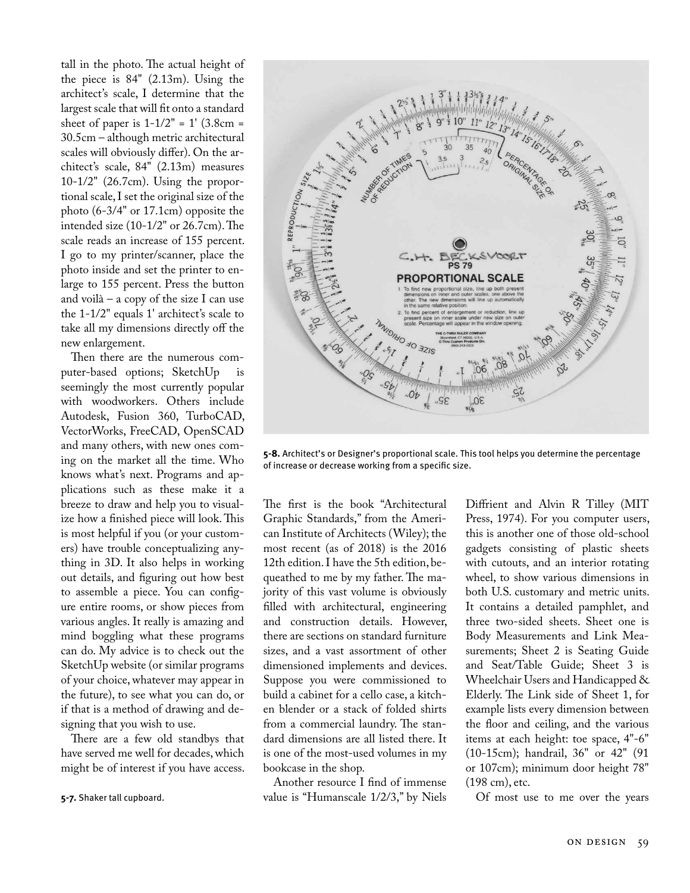tall in the photo. The actual height of the piece is 84" (2.13m). Using the architect's scale, I determine that the largest scale that will fit onto a standard sheet of paper is 1-1/2" = 1' (3.8cm = 30.5cm – although metric architectural scales will obviously differ). On the architect's scale, 84" (2.13m) measures 10-1/2" (26.7cm). Using the proportional scale, I set the original size of the photo (6-3/4" or 17.1cm) opposite the intended size (10-1/2" or 26.7cm). The scale reads an increase of 155 percent. I go to my printer/scanner, place the photo inside and set the printer to enlarge to 155 percent. Press the button and voilà – a copy of the size I can use the 1-1/2" equals 1' architect's scale to take all my dimensions directly off the new enlargement.

Then there are the numerous computer-based options; SketchUp is seemingly the most currently popular with woodworkers. Others include Autodesk, Fusion 360, TurboCAD, VectorWorks, FreeCAD, OpenSCAD and many others, with new ones coming on the market all the time. Who knows what's next. Programs and applications such as these make it a breeze to draw and help you to visualize how a finished piece will look. This is most helpful if you (or your customers) have trouble conceptualizing anything in 3D. It also helps in working out details, and figuring out how best to assemble a piece. You can configure entire rooms, or show pieces from various angles. It really is amazing and mind boggling what these programs can do. My advice is to check out the SketchUp website (or similar programs of your choice, whatever may appear in the future), to see what you can do, or if that is a method of drawing and designing that you wish to use.

There are a few old standbys that have served me well for decades, which might be of interest if you have access.

**5-7.** Shaker tall cupboard.

**5-8.** Architect's or Designer's proportional scale. This tool helps you determine the percentage of increase or decrease working from a specific size.

The first is the book "Architectural Graphic Standards," from the American Institute of Architects (Wiley); the most recent (as of 2018) is the 2016 12th edition. I have the 5th edition, bequeathed to me by my father. The majority of this vast volume is obviously filled with architectural, engineering and construction details. However, there are sections on standard furniture sizes, and a vast assortment of other dimensioned implements and devices. Suppose you were commissioned to build a cabinet for a cello case, a kitchen blender or a stack of folded shirts from a commercial laundry. The standard dimensions are all listed there. It is one of the most-used volumes in my bookcase in the shop.

Another resource I find of immense value is "Humanscale 1/2/3," by Niels Diffrient and Alvin R Tilley (MIT Press, 1974). For you computer users, this is another one of those old-school gadgets consisting of plastic sheets with cutouts, and an interior rotating wheel, to show various dimensions in both U.S. customary and metric units. It contains a detailed pamphlet, and three two-sided sheets. Sheet one is Body Measurements and Link Measurements; Sheet 2 is Seating Guide and Seat/Table Guide; Sheet 3 is Wheelchair Users and Handicapped & Elderly. The Link side of Sheet 1, for example lists every dimension between the floor and ceiling, and the various items at each height: toe space, 4"-6" (10-15cm); handrail, 36" or 42" (91 or 107cm); minimum door height 78" (198 cm), etc.

Of most use to me over the years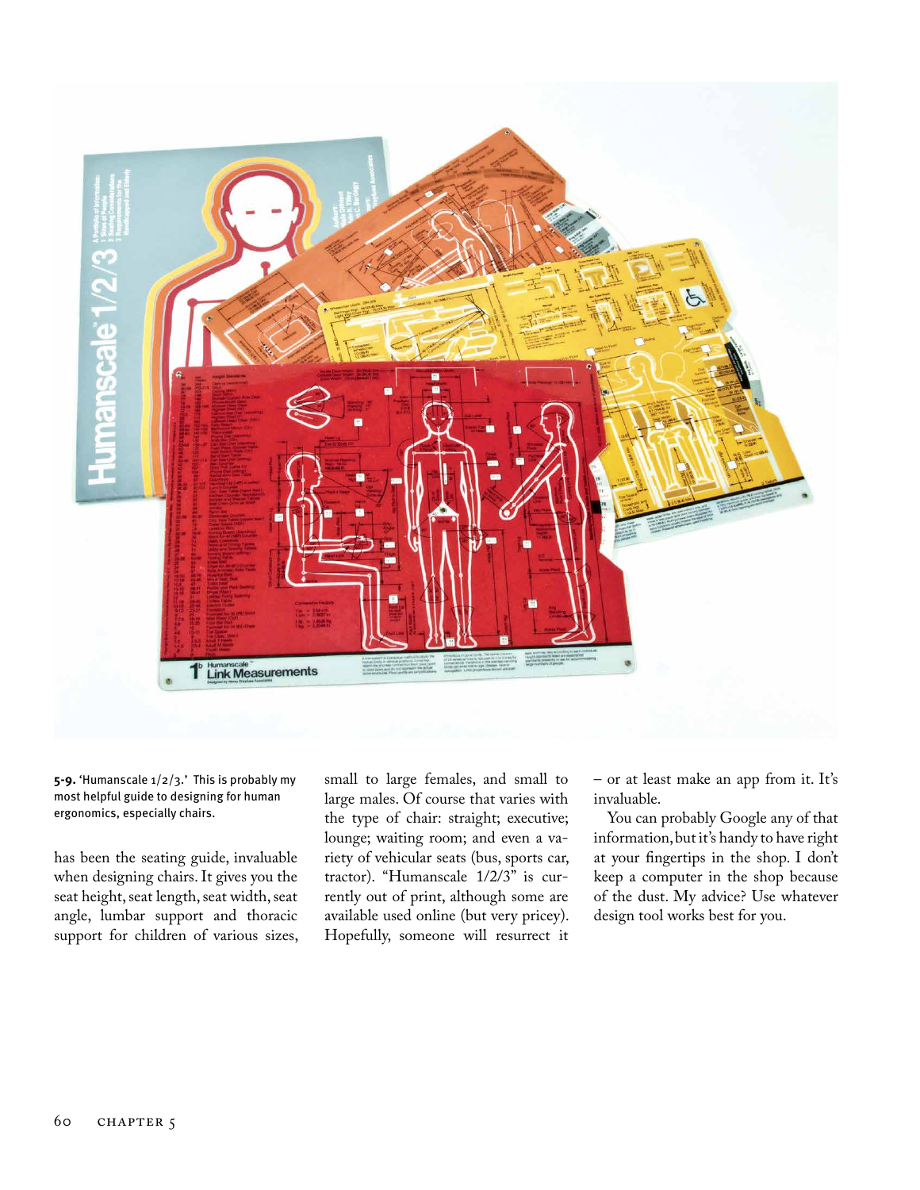**5-9.** 'Humanscale 1/2/3.' This is probably my most helpful guide to designing for human ergonomics, especially chairs.

has been the seating guide, invaluable when designing chairs. It gives you the seat height, seat length, seat width, seat angle, lumbar support and thoracic support for children of various sizes, small to large females, and small to large males. Of course that varies with the type of chair: straight; executive; lounge; waiting room; and even a variety of vehicular seats (bus, sports car, tractor). "Humanscale 1/2/3" is currently out of print, although some are available used online (but very pricey). Hopefully, someone will resurrect it – or at least make an app from it. It's invaluable.

You can probably Google any of that information, but it's handy to have right at your fingertips in the shop. I don't keep a computer in the shop because of the dust. My advice? Use whatever design tool works best for you.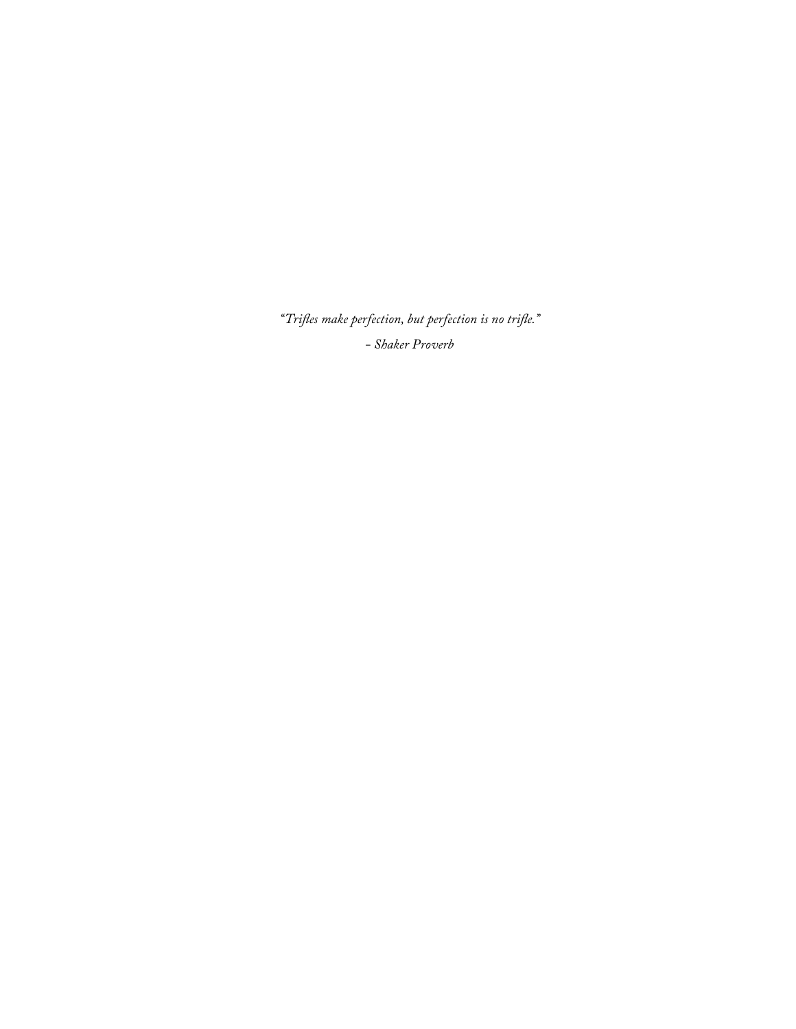*"Trifles make perfection, but perfection is no trifle."*

*- Shaker Proverb*